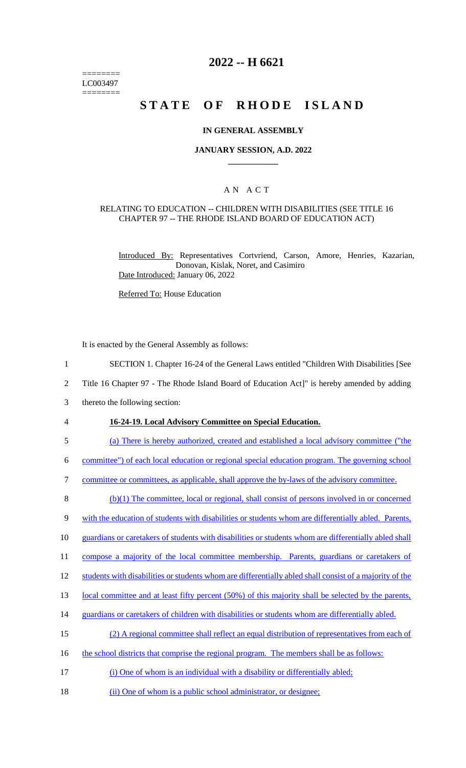========
LC003497
========

# 2022 -- H 6621

# STATE OF RHODE ISLAND

## IN GENERAL ASSEMBLY

### JANUARY SESSION, A.D. 2022

### A N A C T

RELATING TO EDUCATION -- CHILDREN WITH DISABILITIES (SEE TITLE 16 CHAPTER 97 -- THE RHODE ISLAND BOARD OF EDUCATION ACT)

Introduced By: Representatives Cortvriend, Carson, Amore, Henries, Kazarian, Donovan, Kislak, Noret, and Casimiro

Date Introduced: January 06, 2022

Referred To: House Education

It is enacted by the General Assembly as follows:

1 SECTION 1. Chapter 16-24 of the General Laws entitled "Children With Disabilities [See
2 Title 16 Chapter 97 - The Rhode Island Board of Education Act]" is hereby amended by adding
3 thereto the following section:

4 **16-24-19. Local Advisory Committee on Special Education.**

5 (a) There is hereby authorized, created and established a local advisory committee ("the
6 committee") of each local education or regional special education program. The governing school
7 committee or committees, as applicable, shall approve the by-laws of the advisory committee.

8 (b)(1) The committee, local or regional, shall consist of persons involved in or concerned
9 with the education of students with disabilities or students whom are differentially abled. Parents,
10 guardians or caretakers of students with disabilities or students whom are differentially abled shall
11 compose a majority of the local committee membership. Parents, guardians or caretakers of
12 students with disabilities or students whom are differentially abled shall consist of a majority of the
13 local committee and at least fifty percent (50%) of this majority shall be selected by the parents,
14 guardians or caretakers of children with disabilities or students whom are differentially abled.

15 (2) A regional committee shall reflect an equal distribution of representatives from each of
16 the school districts that comprise the regional program. The members shall be as follows:

17 (i) One of whom is an individual with a disability or differentially abled;

18 (ii) One of whom is a public school administrator, or designee;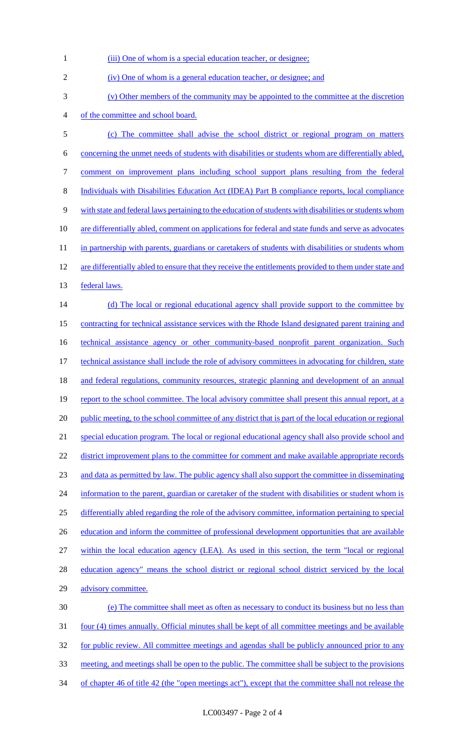(iii) One of whom is a special education teacher, or designee;

(iv) One of whom is a general education teacher, or designee; and

(v) Other members of the community may be appointed to the committee at the discretion of the committee and school board.

(c) The committee shall advise the school district or regional program on matters concerning the unmet needs of students with disabilities or students whom are differentially abled, comment on improvement plans including school support plans resulting from the federal Individuals with Disabilities Education Act (IDEA) Part B compliance reports, local compliance with state and federal laws pertaining to the education of students with disabilities or students whom are differentially abled, comment on applications for federal and state funds and serve as advocates in partnership with parents, guardians or caretakers of students with disabilities or students whom are differentially abled to ensure that they receive the entitlements provided to them under state and federal laws.

(d) The local or regional educational agency shall provide support to the committee by contracting for technical assistance services with the Rhode Island designated parent training and technical assistance agency or other community-based nonprofit parent organization. Such technical assistance shall include the role of advisory committees in advocating for children, state and federal regulations, community resources, strategic planning and development of an annual report to the school committee. The local advisory committee shall present this annual report, at a public meeting, to the school committee of any district that is part of the local education or regional special education program. The local or regional educational agency shall also provide school and district improvement plans to the committee for comment and make available appropriate records and data as permitted by law. The public agency shall also support the committee in disseminating information to the parent, guardian or caretaker of the student with disabilities or student whom is differentially abled regarding the role of the advisory committee, information pertaining to special education and inform the committee of professional development opportunities that are available within the local education agency (LEA). As used in this section, the term "local or regional education agency" means the school district or regional school district serviced by the local advisory committee.

(e) The committee shall meet as often as necessary to conduct its business but no less than four (4) times annually. Official minutes shall be kept of all committee meetings and be available for public review. All committee meetings and agendas shall be publicly announced prior to any meeting, and meetings shall be open to the public. The committee shall be subject to the provisions of chapter 46 of title 42 (the "open meetings act"), except that the committee shall not release the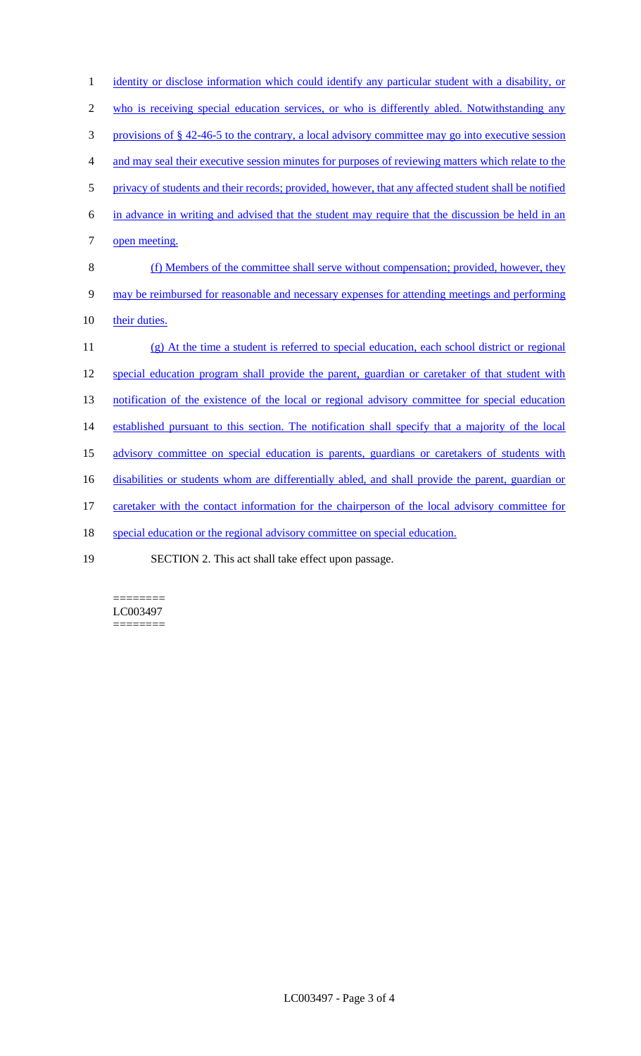identity or disclose information which could identify any particular student with a disability, or who is receiving special education services, or who is differently abled. Notwithstanding any provisions of § 42-46-5 to the contrary, a local advisory committee may go into executive session and may seal their executive session minutes for purposes of reviewing matters which relate to the privacy of students and their records; provided, however, that any affected student shall be notified in advance in writing and advised that the student may require that the discussion be held in an open meeting.

(f) Members of the committee shall serve without compensation; provided, however, they may be reimbursed for reasonable and necessary expenses for attending meetings and performing their duties.

(g) At the time a student is referred to special education, each school district or regional special education program shall provide the parent, guardian or caretaker of that student with notification of the existence of the local or regional advisory committee for special education established pursuant to this section. The notification shall specify that a majority of the local advisory committee on special education is parents, guardians or caretakers of students with disabilities or students whom are differentially abled, and shall provide the parent, guardian or caretaker with the contact information for the chairperson of the local advisory committee for special education or the regional advisory committee on special education.

SECTION 2. This act shall take effect upon passage.

========
LC003497
========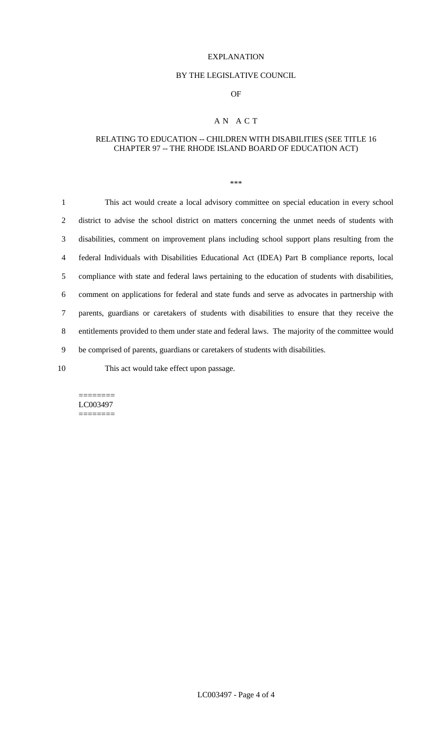EXPLANATION

BY THE LEGISLATIVE COUNCIL

OF

A N A C T

RELATING TO EDUCATION -- CHILDREN WITH DISABILITIES (SEE TITLE 16 CHAPTER 97 -- THE RHODE ISLAND BOARD OF EDUCATION ACT)

***

This act would create a local advisory committee on special education in every school district to advise the school district on matters concerning the unmet needs of students with disabilities, comment on improvement plans including school support plans resulting from the federal Individuals with Disabilities Educational Act (IDEA) Part B compliance reports, local compliance with state and federal laws pertaining to the education of students with disabilities, comment on applications for federal and state funds and serve as advocates in partnership with parents, guardians or caretakers of students with disabilities to ensure that they receive the entitlements provided to them under state and federal laws. The majority of the committee would be comprised of parents, guardians or caretakers of students with disabilities.

This act would take effect upon passage.

========
LC003497
========